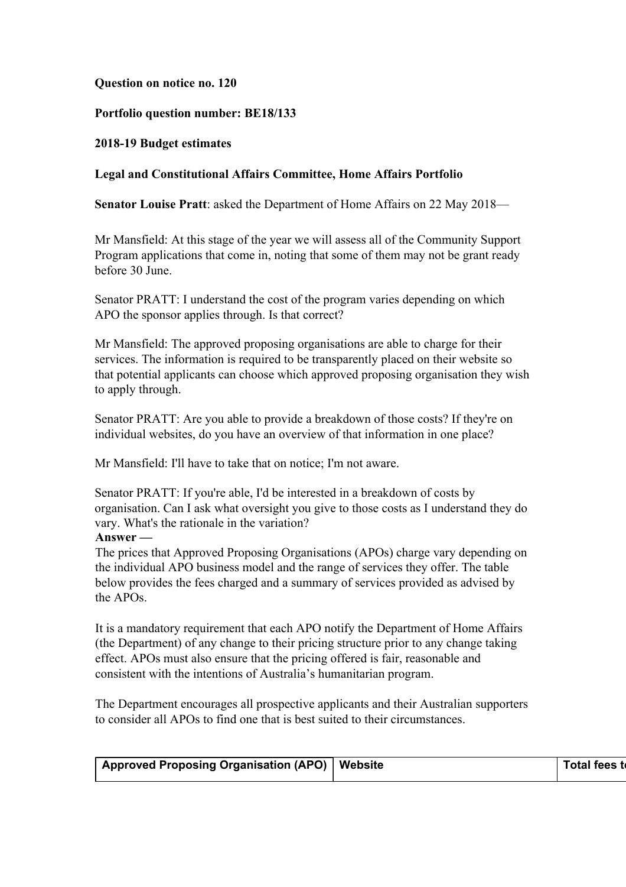**Question on notice no. 120**

**Portfolio question number: BE18/133**

**2018-19 Budget estimates**

**Legal and Constitutional Affairs Committee, Home Affairs Portfolio**

**Senator Louise Pratt**: asked the Department of Home Affairs on 22 May 2018—

Mr Mansfield: At this stage of the year we will assess all of the Community Support Program applications that come in, noting that some of them may not be grant ready before 30 June.

Senator PRATT: I understand the cost of the program varies depending on which APO the sponsor applies through. Is that correct?

Mr Mansfield: The approved proposing organisations are able to charge for their services. The information is required to be transparently placed on their website so that potential applicants can choose which approved proposing organisation they wish to apply through.

Senator PRATT: Are you able to provide a breakdown of those costs? If they're on individual websites, do you have an overview of that information in one place?

Mr Mansfield: I'll have to take that on notice; I'm not aware.

Senator PRATT: If you're able, I'd be interested in a breakdown of costs by organisation. Can I ask what oversight you give to those costs as I understand they do vary. What's the rationale in the variation?

**Answer —**

The prices that Approved Proposing Organisations (APOs) charge vary depending on the individual APO business model and the range of services they offer. The table below provides the fees charged and a summary of services provided as advised by the APOs.

It is a mandatory requirement that each APO notify the Department of Home Affairs (the Department) of any change to their pricing structure prior to any change taking effect. APOs must also ensure that the pricing offered is fair, reasonable and consistent with the intentions of Australia's humanitarian program.

The Department encourages all prospective applicants and their Australian supporters to consider all APOs to find one that is best suited to their circumstances.

| Approved Proposing Organisation (APO) | Website | Total fees t |
|---|---|---|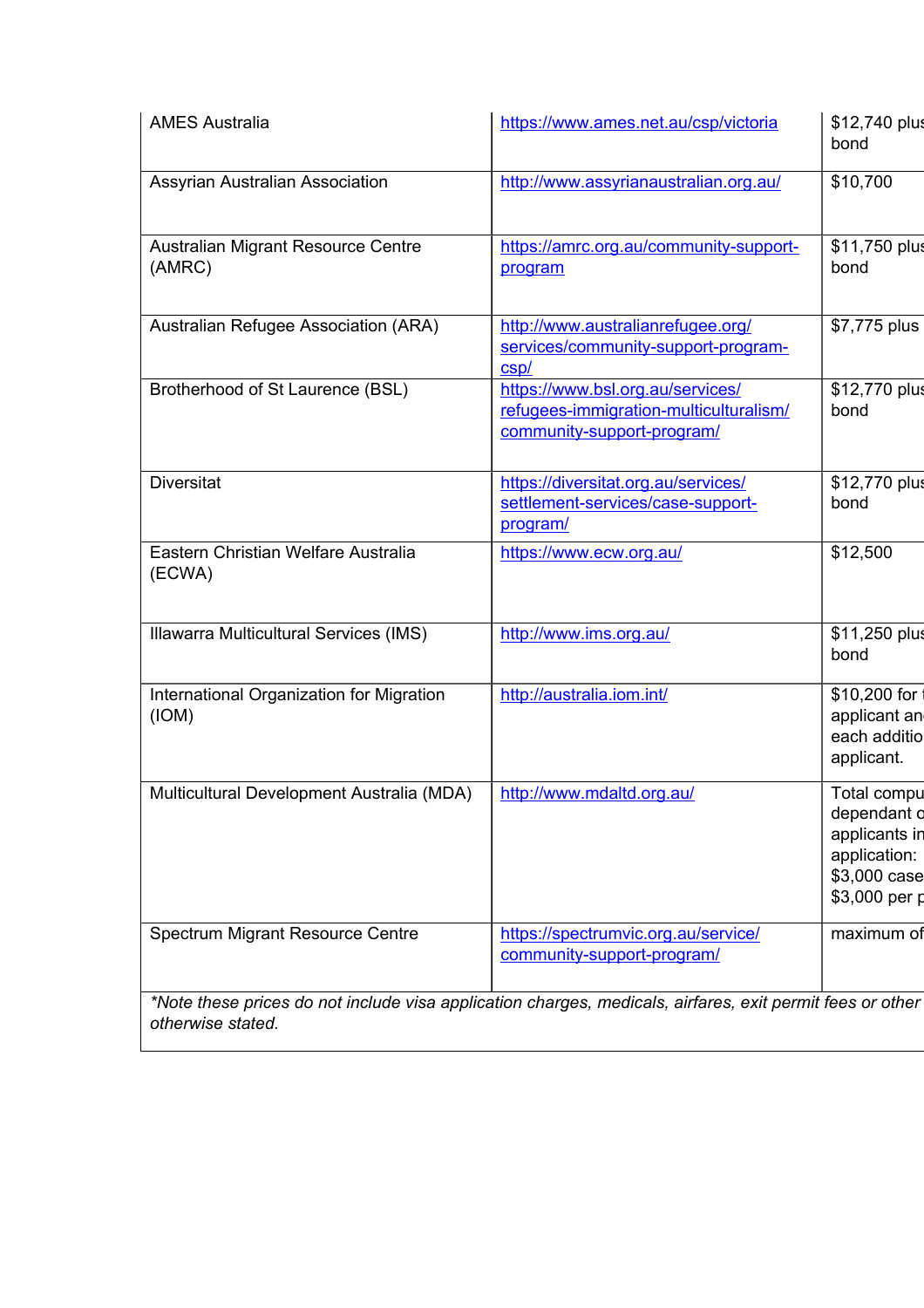| | | |
|---|---|---|
| AMES Australia | https://www.ames.net.au/csp/victoria | $12,740 plus bond |
| Assyrian Australian Association | http://www.assyrianaustralian.org.au/ | $10,700 |
| Australian Migrant Resource Centre (AMRC) | https://amrc.org.au/community-support-program | $11,750 plus bond |
| Australian Refugee Association (ARA) | http://www.australianrefugee.org/services/community-support-program-csp/ | $7,775 plus |
| Brotherhood of St Laurence (BSL) | https://www.bsl.org.au/services/refugees-immigration-multiculturalism/community-support-program/ | $12,770 plus bond |
| Diversitat | https://diversitat.org.au/services/settlement-services/case-support-program/ | $12,770 plus bond |
| Eastern Christian Welfare Australia (ECWA) | https://www.ecw.org.au/ | $12,500 |
| Illawarra Multicultural Services (IMS) | http://www.ims.org.au/ | $11,250 plus bond |
| International Organization for Migration (IOM) | http://australia.iom.int/ | $10,200 for t applicant an each additio applicant. |
| Multicultural Development Australia (MDA) | http://www.mdaltd.org.au/ | Total compu dependant o applicants in application: $3,000 case $3,000 per p |
| Spectrum Migrant Resource Centre | https://spectrumvic.org.au/service/community-support-program/ | maximum of |

*\*Note these prices do not include visa application charges, medicals, airfares, exit permit fees or other otherwise stated.*